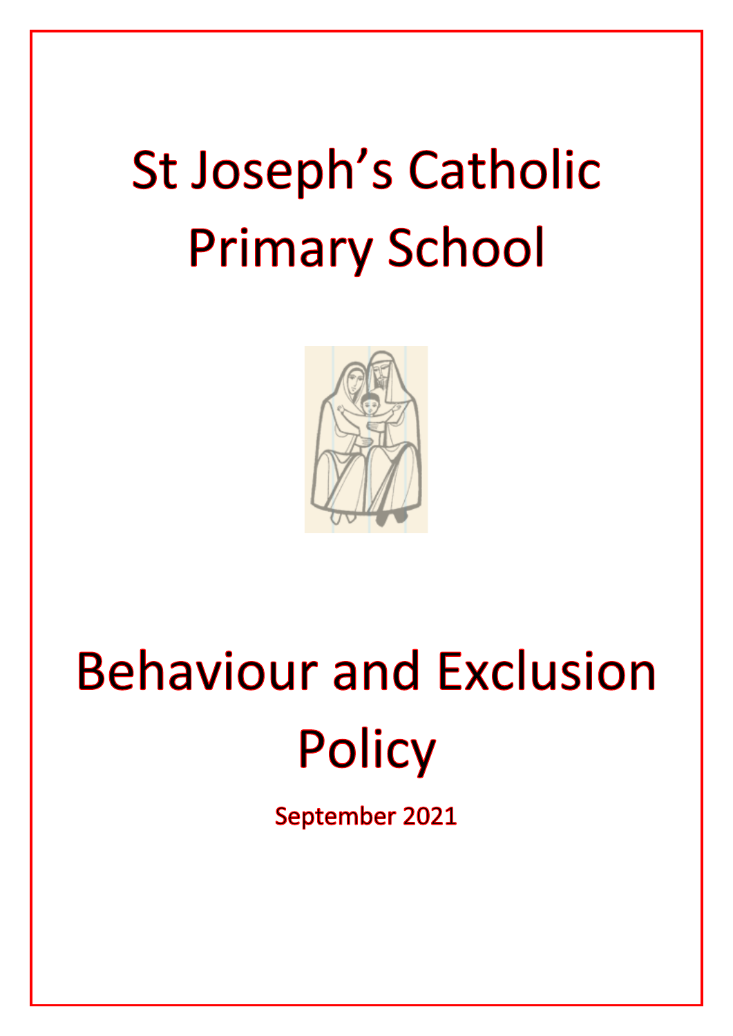# St Joseph's Catholic Primary School

# Behaviour and Exclusion Policy

**September 2021**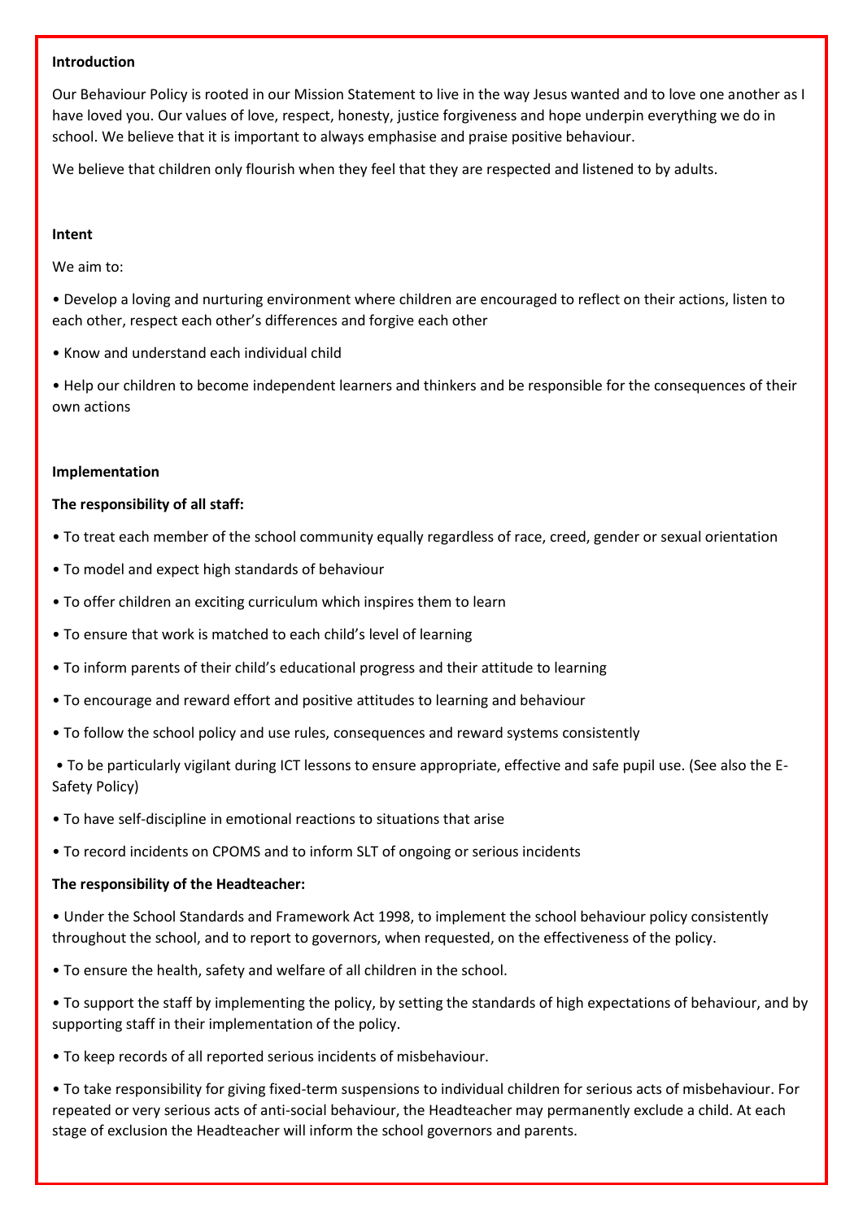**Introduction**

Our Behaviour Policy is rooted in our Mission Statement to live in the way Jesus wanted and to love one another as I have loved you. Our values of love, respect, honesty, justice forgiveness and hope underpin everything we do in school. We believe that it is important to always emphasise and praise positive behaviour.

We believe that children only flourish when they feel that they are respected and listened to by adults.

**Intent**

We aim to:

- Develop a loving and nurturing environment where children are encouraged to reflect on their actions, listen to each other, respect each other's differences and forgive each other
- Know and understand each individual child
- Help our children to become independent learners and thinkers and be responsible for the consequences of their own actions

**Implementation**

**The responsibility of all staff:**

- To treat each member of the school community equally regardless of race, creed, gender or sexual orientation
- To model and expect high standards of behaviour
- To offer children an exciting curriculum which inspires them to learn
- To ensure that work is matched to each child's level of learning
- To inform parents of their child's educational progress and their attitude to learning
- To encourage and reward effort and positive attitudes to learning and behaviour
- To follow the school policy and use rules, consequences and reward systems consistently
- To be particularly vigilant during ICT lessons to ensure appropriate, effective and safe pupil use. (See also the E-Safety Policy)
- To have self-discipline in emotional reactions to situations that arise
- To record incidents on CPOMS and to inform SLT of ongoing or serious incidents

**The responsibility of the Headteacher:**

- Under the School Standards and Framework Act 1998, to implement the school behaviour policy consistently throughout the school, and to report to governors, when requested, on the effectiveness of the policy.
- To ensure the health, safety and welfare of all children in the school.
- To support the staff by implementing the policy, by setting the standards of high expectations of behaviour, and by supporting staff in their implementation of the policy.
- To keep records of all reported serious incidents of misbehaviour.
- To take responsibility for giving fixed-term suspensions to individual children for serious acts of misbehaviour. For repeated or very serious acts of anti-social behaviour, the Headteacher may permanently exclude a child. At each stage of exclusion the Headteacher will inform the school governors and parents.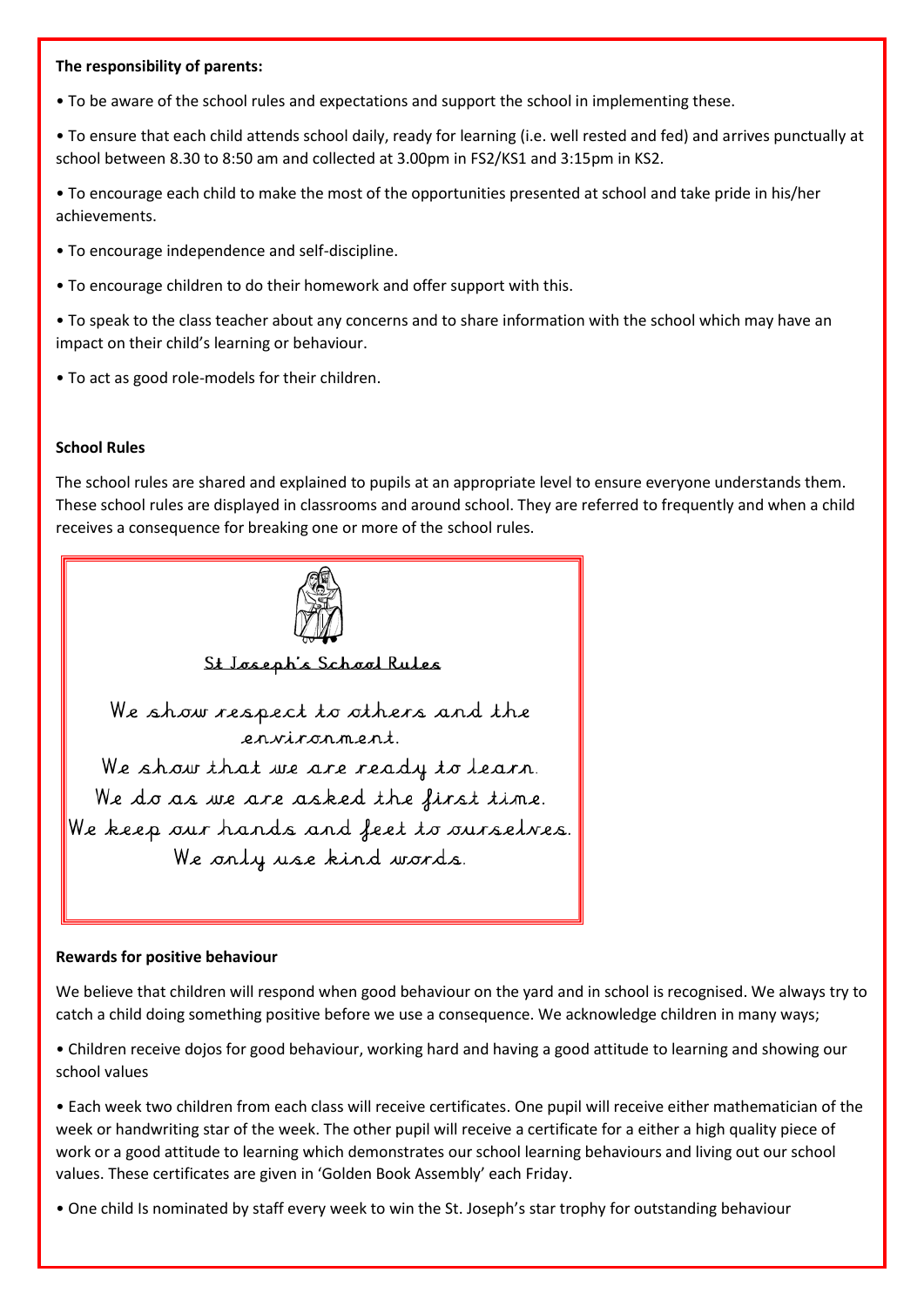**The responsibility of parents:**

- To be aware of the school rules and expectations and support the school in implementing these.
- To ensure that each child attends school daily, ready for learning (i.e. well rested and fed) and arrives punctually at school between 8.30 to 8:50 am and collected at 3.00pm in FS2/KS1 and 3:15pm in KS2.
- To encourage each child to make the most of the opportunities presented at school and take pride in his/her achievements.
- To encourage independence and self-discipline.
- To encourage children to do their homework and offer support with this.
- To speak to the class teacher about any concerns and to share information with the school which may have an impact on their child's learning or behaviour.
- To act as good role-models for their children.

**School Rules**

The school rules are shared and explained to pupils at an appropriate level to ensure everyone understands them. These school rules are displayed in classrooms and around school. They are referred to frequently and when a child receives a consequence for breaking one or more of the school rules.

St Joseph's School Rules

We show respect to others and the environment.
We show that we are ready to learn.
We do as we are asked the first time.
We keep our hands and feet to ourselves.
We only use kind words.

**Rewards for positive behaviour**

We believe that children will respond when good behaviour on the yard and in school is recognised. We always try to catch a child doing something positive before we use a consequence. We acknowledge children in many ways;

- Children receive dojos for good behaviour, working hard and having a good attitude to learning and showing our school values
- Each week two children from each class will receive certificates. One pupil will receive either mathematician of the week or handwriting star of the week. The other pupil will receive a certificate for a either a high quality piece of work or a good attitude to learning which demonstrates our school learning behaviours and living out our school values. These certificates are given in 'Golden Book Assembly' each Friday.
- One child Is nominated by staff every week to win the St. Joseph's star trophy for outstanding behaviour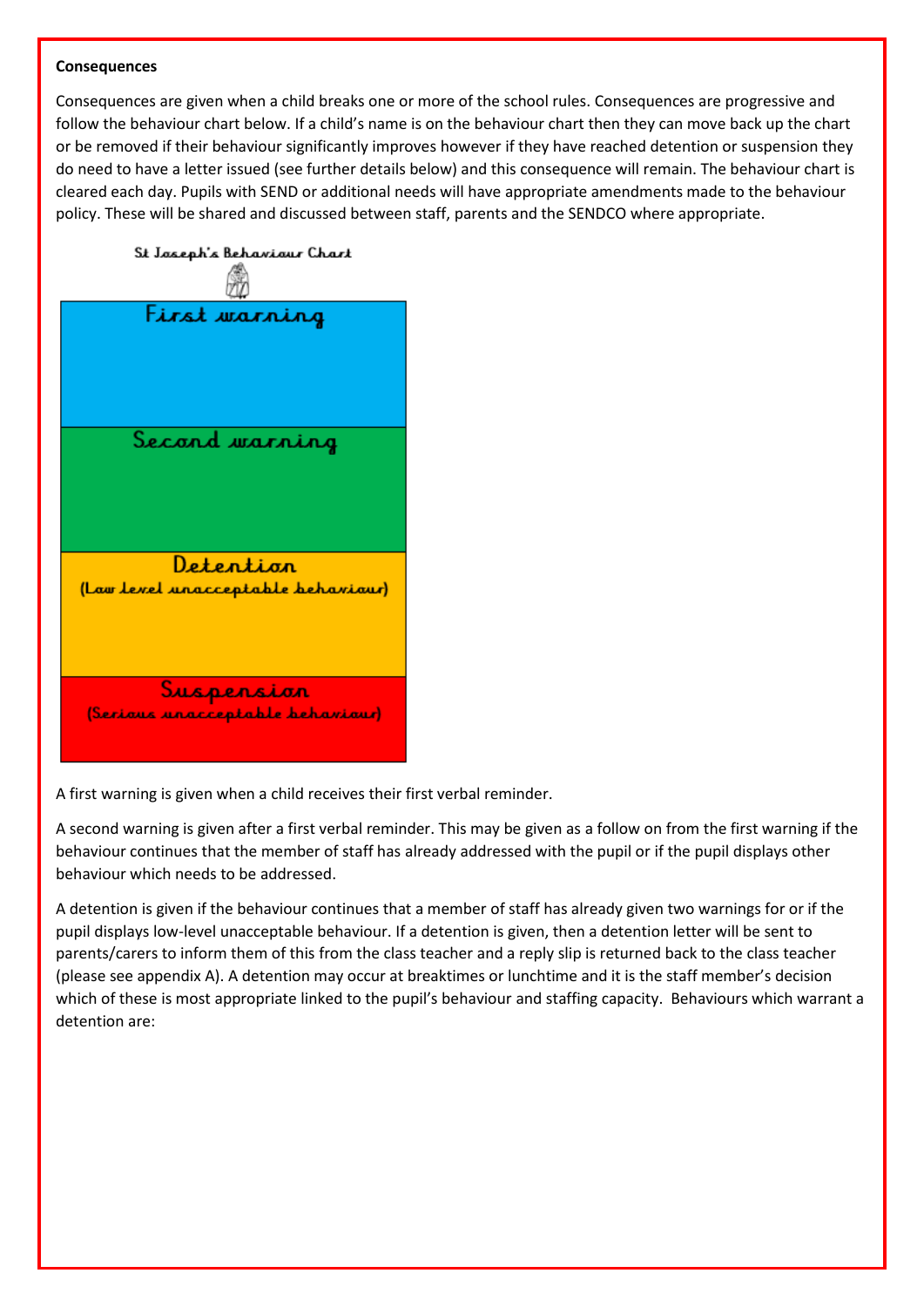**Consequences**

Consequences are given when a child breaks one or more of the school rules. Consequences are progressive and follow the behaviour chart below. If a child's name is on the behaviour chart then they can move back up the chart or be removed if their behaviour significantly improves however if they have reached detention or suspension they do need to have a letter issued (see further details below) and this consequence will remain. The behaviour chart is cleared each day. Pupils with SEND or additional needs will have appropriate amendments made to the behaviour policy. These will be shared and discussed between staff, parents and the SENDCO where appropriate.

St Joseph's Behaviour Chart

| |
|---|
| First warning |
| Second warning |
| Detention (Low level unacceptable behaviour) |
| Suspension (Serious unacceptable behaviour) |

A first warning is given when a child receives their first verbal reminder.

A second warning is given after a first verbal reminder. This may be given as a follow on from the first warning if the behaviour continues that the member of staff has already addressed with the pupil or if the pupil displays other behaviour which needs to be addressed.

A detention is given if the behaviour continues that a member of staff has already given two warnings for or if the pupil displays low-level unacceptable behaviour. If a detention is given, then a detention letter will be sent to parents/carers to inform them of this from the class teacher and a reply slip is returned back to the class teacher (please see appendix A). A detention may occur at breaktimes or lunchtime and it is the staff member's decision which of these is most appropriate linked to the pupil's behaviour and staffing capacity. Behaviours which warrant a detention are: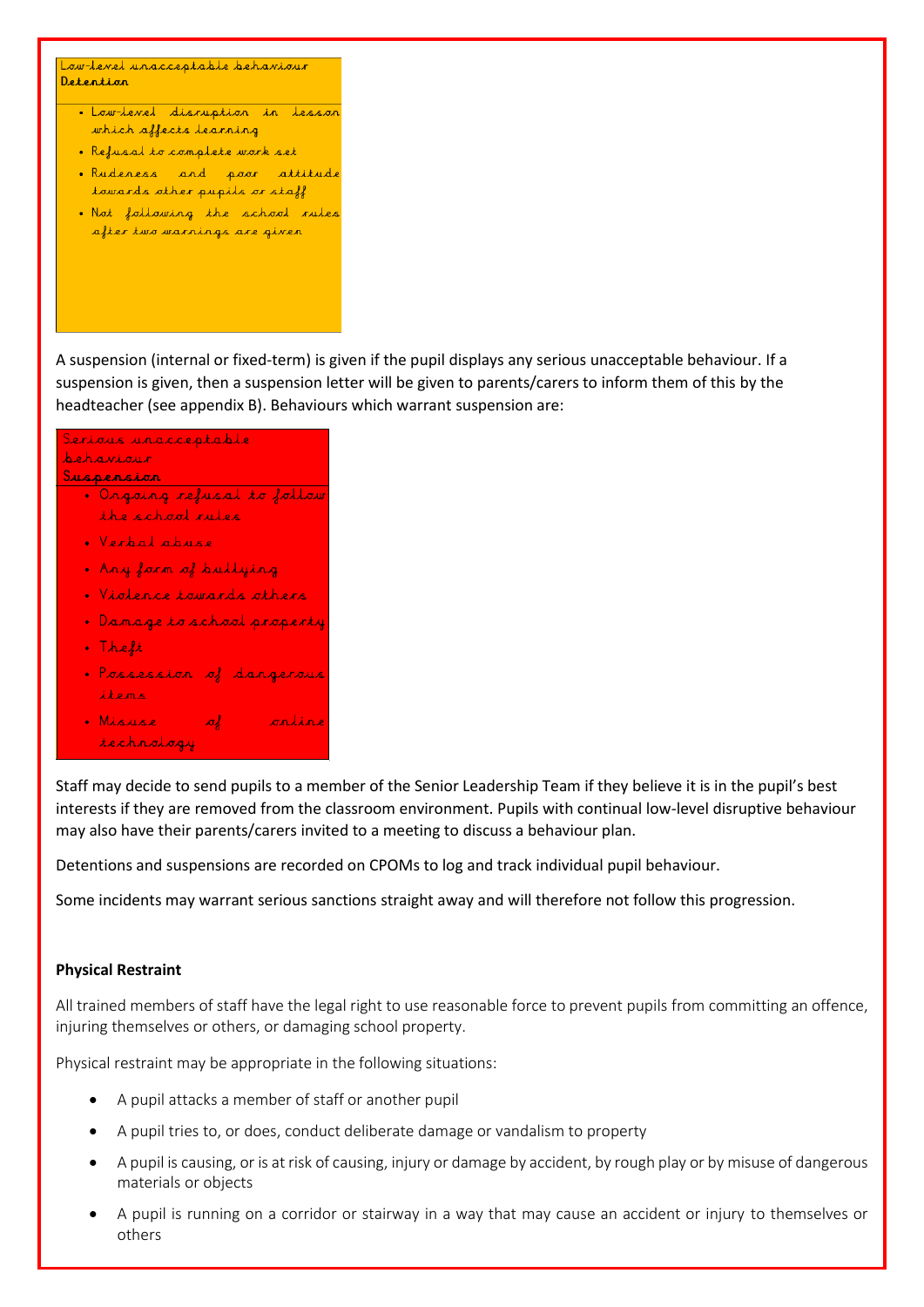| Low-level unacceptable behaviour **Detention** |
| --- |
| • Low-level disruption in lesson which affects learning<br>• Refusal to complete work set<br>• Rudeness and poor attitude towards other pupils or staff<br>• Not following the school rules after two warnings are given |

A suspension (internal or fixed-term) is given if the pupil displays any serious unacceptable behaviour. If a suspension is given, then a suspension letter will be given to parents/carers to inform them of this by the headteacher (see appendix B). Behaviours which warrant suspension are:

| Serious unacceptable behaviour **Suspension** |
| --- |
| • Ongoing refusal to follow the school rules<br>• Verbal abuse<br>• Any form of bullying<br>• Violence towards others<br>• Damage to school property<br>• Theft<br>• Possession of dangerous items<br>• Misuse of online technology |

Staff may decide to send pupils to a member of the Senior Leadership Team if they believe it is in the pupil's best interests if they are removed from the classroom environment. Pupils with continual low-level disruptive behaviour may also have their parents/carers invited to a meeting to discuss a behaviour plan.

Detentions and suspensions are recorded on CPOMs to log and track individual pupil behaviour.

Some incidents may warrant serious sanctions straight away and will therefore not follow this progression.

**Physical Restraint**

All trained members of staff have the legal right to use reasonable force to prevent pupils from committing an offence, injuring themselves or others, or damaging school property.

Physical restraint may be appropriate in the following situations:

- A pupil attacks a member of staff or another pupil
- A pupil tries to, or does, conduct deliberate damage or vandalism to property
- A pupil is causing, or is at risk of causing, injury or damage by accident, by rough play or by misuse of dangerous materials or objects
- A pupil is running on a corridor or stairway in a way that may cause an accident or injury to themselves or others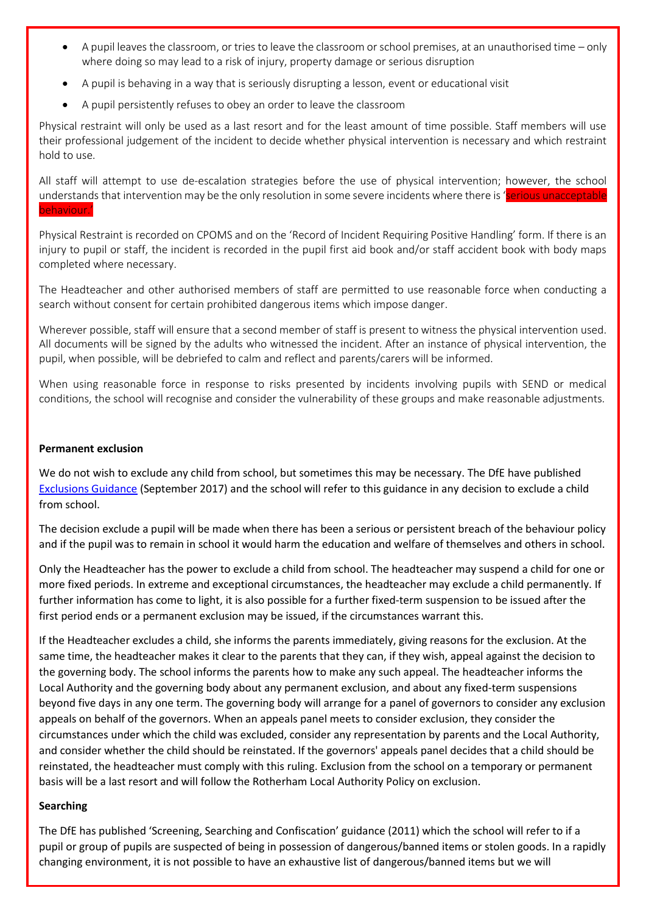- A pupil leaves the classroom, or tries to leave the classroom or school premises, at an unauthorised time – only where doing so may lead to a risk of injury, property damage or serious disruption
- A pupil is behaving in a way that is seriously disrupting a lesson, event or educational visit
- A pupil persistently refuses to obey an order to leave the classroom

Physical restraint will only be used as a last resort and for the least amount of time possible. Staff members will use their professional judgement of the incident to decide whether physical intervention is necessary and which restraint hold to use.

All staff will attempt to use de-escalation strategies before the use of physical intervention; however, the school understands that intervention may be the only resolution in some severe incidents where there is 'serious unacceptable behaviour.'

Physical Restraint is recorded on CPOMS and on the 'Record of Incident Requiring Positive Handling' form. If there is an injury to pupil or staff, the incident is recorded in the pupil first aid book and/or staff accident book with body maps completed where necessary.

The Headteacher and other authorised members of staff are permitted to use reasonable force when conducting a search without consent for certain prohibited dangerous items which impose danger.

Wherever possible, staff will ensure that a second member of staff is present to witness the physical intervention used. All documents will be signed by the adults who witnessed the incident. After an instance of physical intervention, the pupil, when possible, will be debriefed to calm and reflect and parents/carers will be informed.

When using reasonable force in response to risks presented by incidents involving pupils with SEND or medical conditions, the school will recognise and consider the vulnerability of these groups and make reasonable adjustments.

**Permanent exclusion**

We do not wish to exclude any child from school, but sometimes this may be necessary. The DfE have published Exclusions Guidance (September 2017) and the school will refer to this guidance in any decision to exclude a child from school.

The decision exclude a pupil will be made when there has been a serious or persistent breach of the behaviour policy and if the pupil was to remain in school it would harm the education and welfare of themselves and others in school.

Only the Headteacher has the power to exclude a child from school. The headteacher may suspend a child for one or more fixed periods. In extreme and exceptional circumstances, the headteacher may exclude a child permanently. If further information has come to light, it is also possible for a further fixed-term suspension to be issued after the first period ends or a permanent exclusion may be issued, if the circumstances warrant this.

If the Headteacher excludes a child, she informs the parents immediately, giving reasons for the exclusion. At the same time, the headteacher makes it clear to the parents that they can, if they wish, appeal against the decision to the governing body. The school informs the parents how to make any such appeal. The headteacher informs the Local Authority and the governing body about any permanent exclusion, and about any fixed-term suspensions beyond five days in any one term. The governing body will arrange for a panel of governors to consider any exclusion appeals on behalf of the governors. When an appeals panel meets to consider exclusion, they consider the circumstances under which the child was excluded, consider any representation by parents and the Local Authority, and consider whether the child should be reinstated. If the governors' appeals panel decides that a child should be reinstated, the headteacher must comply with this ruling. Exclusion from the school on a temporary or permanent basis will be a last resort and will follow the Rotherham Local Authority Policy on exclusion.

**Searching**

The DfE has published 'Screening, Searching and Confiscation' guidance (2011) which the school will refer to if a pupil or group of pupils are suspected of being in possession of dangerous/banned items or stolen goods. In a rapidly changing environment, it is not possible to have an exhaustive list of dangerous/banned items but we will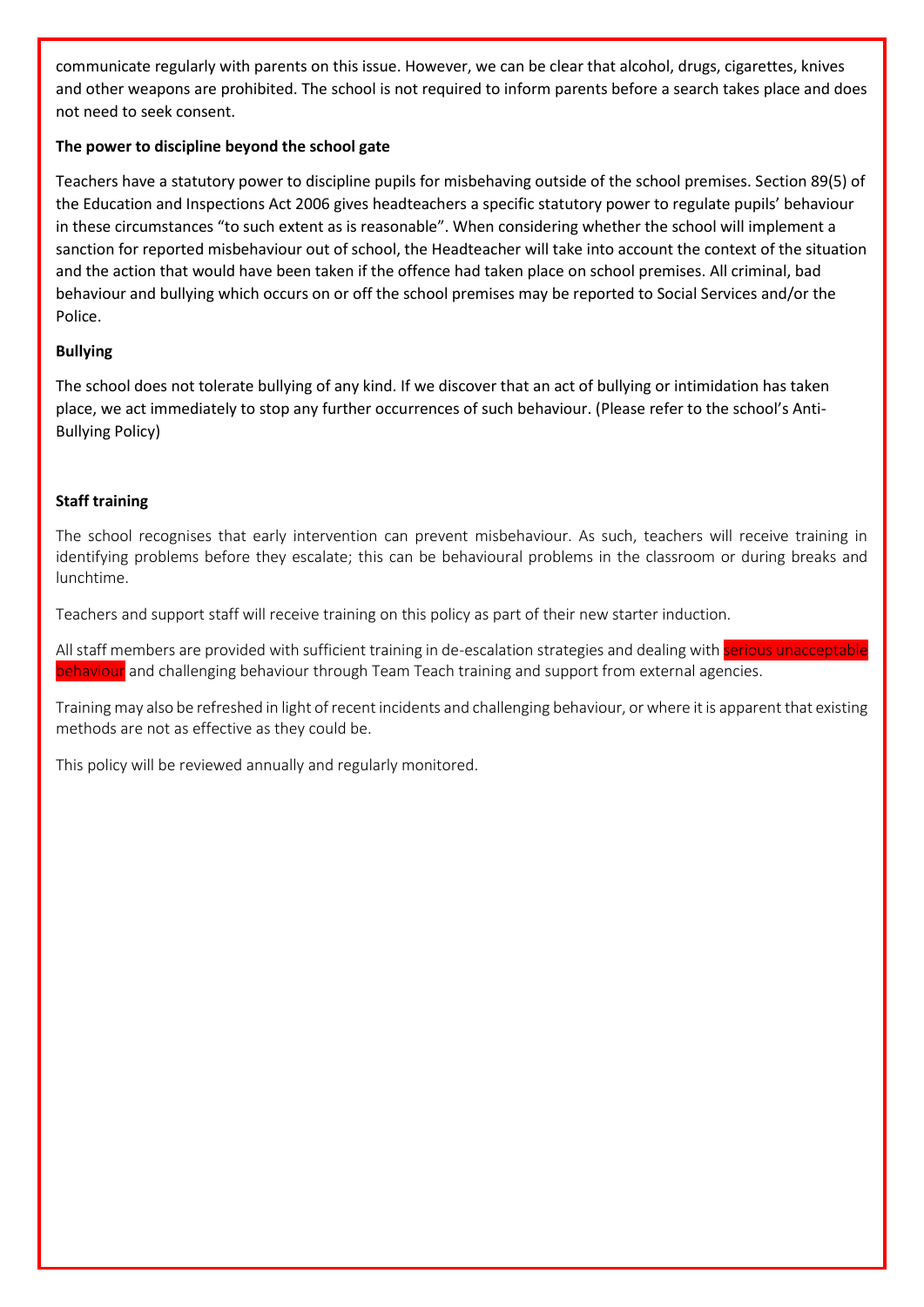communicate regularly with parents on this issue. However, we can be clear that alcohol, drugs, cigarettes, knives and other weapons are prohibited. The school is not required to inform parents before a search takes place and does not need to seek consent.

**The power to discipline beyond the school gate**

Teachers have a statutory power to discipline pupils for misbehaving outside of the school premises. Section 89(5) of the Education and Inspections Act 2006 gives headteachers a specific statutory power to regulate pupils' behaviour in these circumstances "to such extent as is reasonable". When considering whether the school will implement a sanction for reported misbehaviour out of school, the Headteacher will take into account the context of the situation and the action that would have been taken if the offence had taken place on school premises. All criminal, bad behaviour and bullying which occurs on or off the school premises may be reported to Social Services and/or the Police.

**Bullying**

The school does not tolerate bullying of any kind. If we discover that an act of bullying or intimidation has taken place, we act immediately to stop any further occurrences of such behaviour. (Please refer to the school's Anti-Bullying Policy)

**Staff training**

The school recognises that early intervention can prevent misbehaviour. As such, teachers will receive training in identifying problems before they escalate; this can be behavioural problems in the classroom or during breaks and lunchtime.

Teachers and support staff will receive training on this policy as part of their new starter induction.

All staff members are provided with sufficient training in de-escalation strategies and dealing with serious unacceptable behaviour and challenging behaviour through Team Teach training and support from external agencies.

Training may also be refreshed in light of recent incidents and challenging behaviour, or where it is apparent that existing methods are not as effective as they could be.

This policy will be reviewed annually and regularly monitored.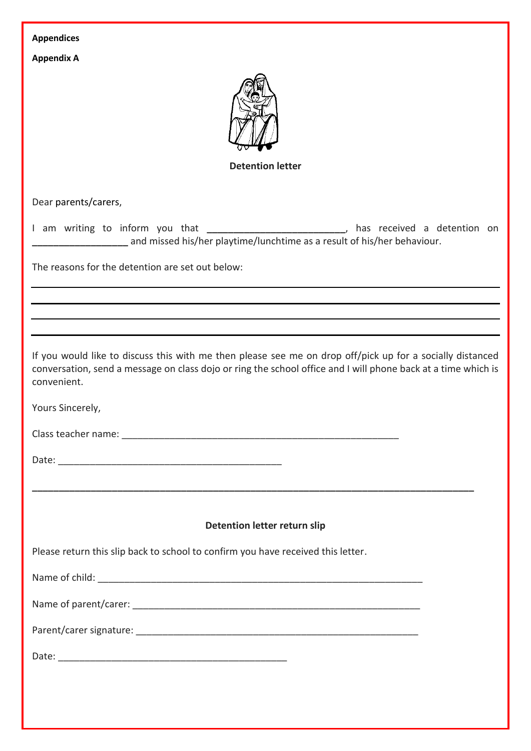**Appendices**

**Appendix A**

**Detention letter**

Dear parents/carers,

I am writing to inform you that __________________________, has received a detention on __________________ and missed his/her playtime/lunchtime as a result of his/her behaviour.

The reasons for the detention are set out below:

________________________________________________________________________________

________________________________________________________________________________

________________________________________________________________________________

________________________________________________________________________________

If you would like to discuss this with me then please see me on drop off/pick up for a socially distanced conversation, send a message on class dojo or ring the school office and I will phone back at a time which is convenient.

Yours Sincerely,

Class teacher name: ____________________________________________________

Date: __________________________________________

________________________________________________________________________________

**Detention letter return slip**

Please return this slip back to school to confirm you have received this letter.

Name of child: ____________________________________________________________

Name of parent/carer: ______________________________________________________

Parent/carer signature: _____________________________________________________

Date: __________________________________________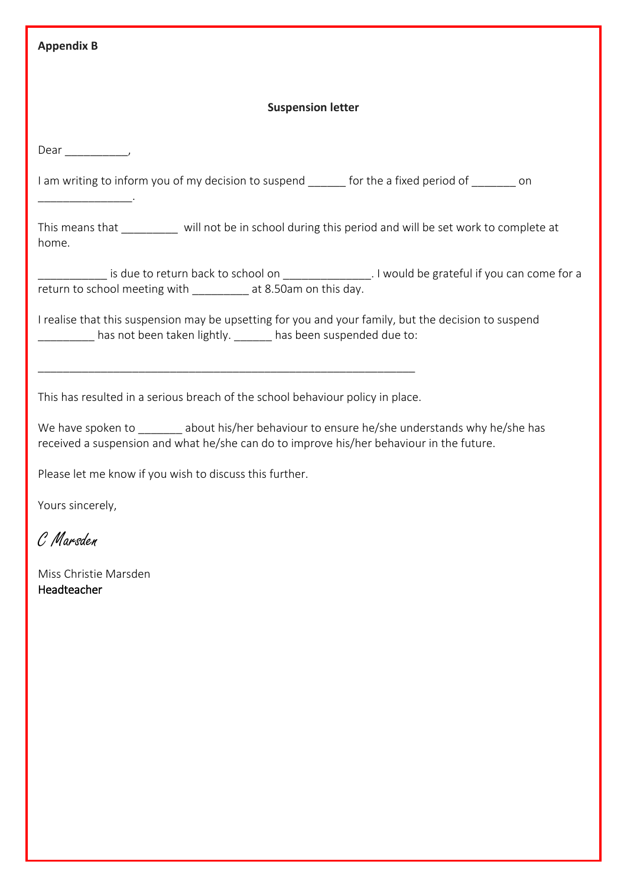**Appendix B**

**Suspension letter**

Dear __________,

I am writing to inform you of my decision to suspend ______ for the a fixed period of _______ on _______________.

This means that _________ will not be in school during this period and will be set work to complete at home.

___________ is due to return back to school on ______________. I would be grateful if you can come for a return to school meeting with _________ at 8.50am on this day.

I realise that this suspension may be upsetting for you and your family, but the decision to suspend _________ has not been taken lightly. ______ has been suspended due to:

_____________________________________________________________

This has resulted in a serious breach of the school behaviour policy in place.

We have spoken to _______ about his/her behaviour to ensure he/she understands why he/she has received a suspension and what he/she can do to improve his/her behaviour in the future.

Please let me know if you wish to discuss this further.

Yours sincerely,

*C Marsden*

Miss Christie Marsden
Headteacher